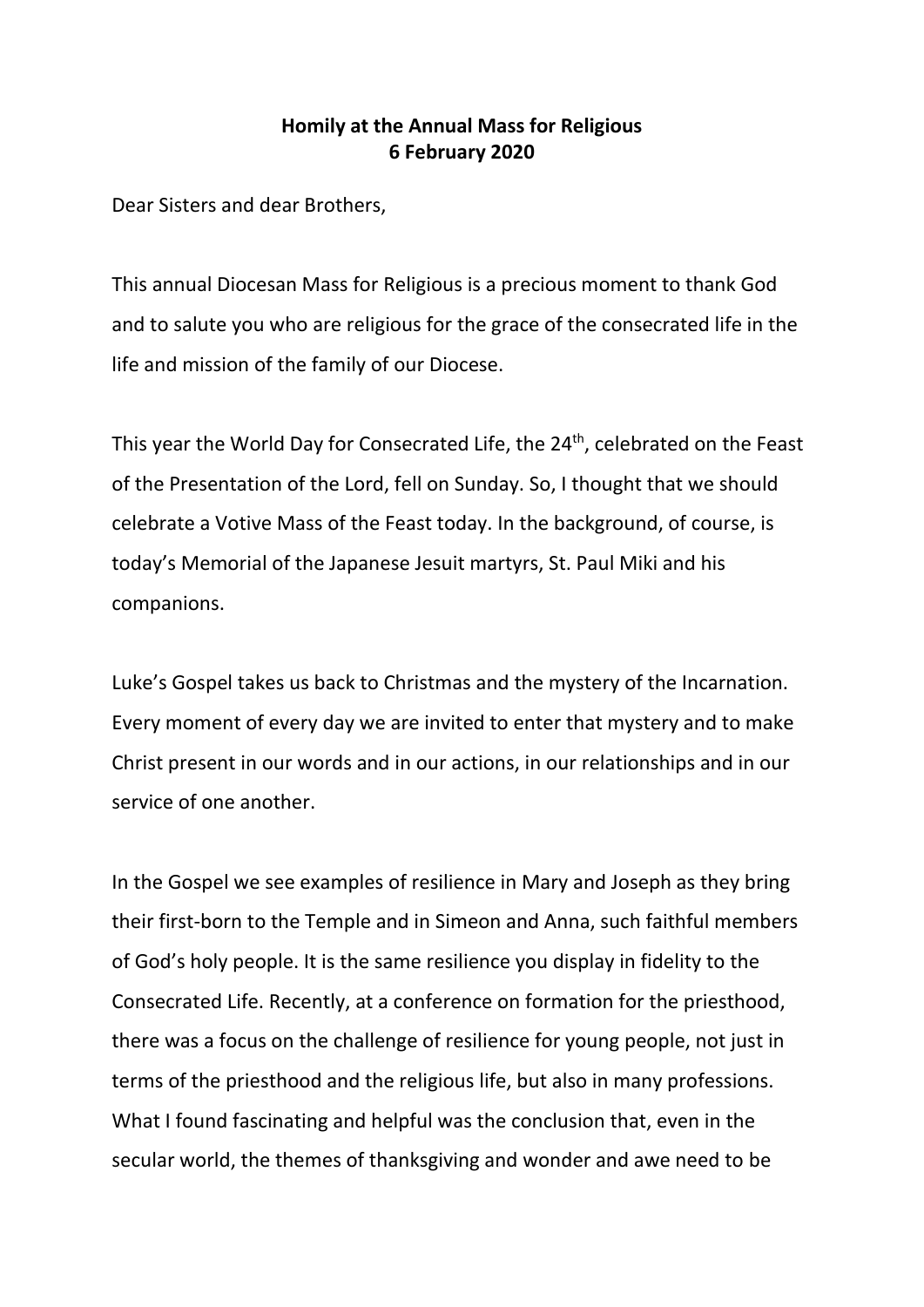**Homily at the Annual Mass for Religious**
**6 February 2020**

Dear Sisters and dear Brothers,

This annual Diocesan Mass for Religious is a precious moment to thank God and to salute you who are religious for the grace of the consecrated life in the life and mission of the family of our Diocese.

This year the World Day for Consecrated Life, the 24th, celebrated on the Feast of the Presentation of the Lord, fell on Sunday. So, I thought that we should celebrate a Votive Mass of the Feast today. In the background, of course, is today's Memorial of the Japanese Jesuit martyrs, St. Paul Miki and his companions.

Luke's Gospel takes us back to Christmas and the mystery of the Incarnation. Every moment of every day we are invited to enter that mystery and to make Christ present in our words and in our actions, in our relationships and in our service of one another.

In the Gospel we see examples of resilience in Mary and Joseph as they bring their first-born to the Temple and in Simeon and Anna, such faithful members of God's holy people. It is the same resilience you display in fidelity to the Consecrated Life. Recently, at a conference on formation for the priesthood, there was a focus on the challenge of resilience for young people, not just in terms of the priesthood and the religious life, but also in many professions. What I found fascinating and helpful was the conclusion that, even in the secular world, the themes of thanksgiving and wonder and awe need to be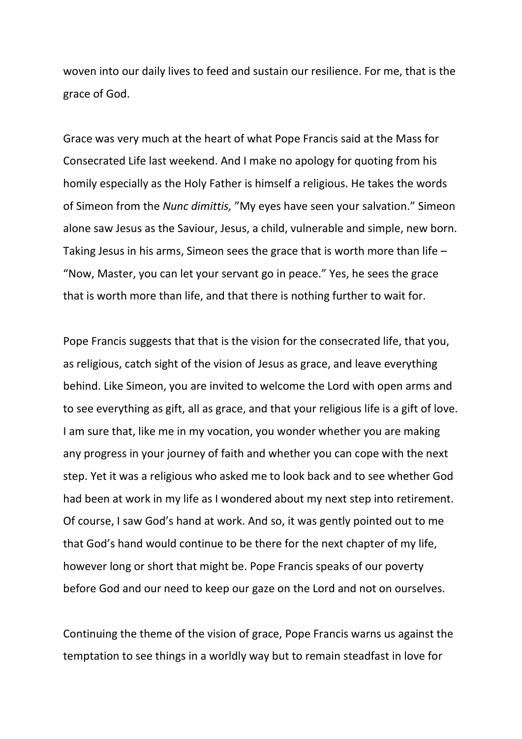woven into our daily lives to feed and sustain our resilience. For me, that is the grace of God.

Grace was very much at the heart of what Pope Francis said at the Mass for Consecrated Life last weekend. And I make no apology for quoting from his homily especially as the Holy Father is himself a religious. He takes the words of Simeon from the *Nunc dimittis,* "My eyes have seen your salvation." Simeon alone saw Jesus as the Saviour, Jesus, a child, vulnerable and simple, new born. Taking Jesus in his arms, Simeon sees the grace that is worth more than life – "Now, Master, you can let your servant go in peace." Yes, he sees the grace that is worth more than life, and that there is nothing further to wait for.

Pope Francis suggests that that is the vision for the consecrated life, that you, as religious, catch sight of the vision of Jesus as grace, and leave everything behind. Like Simeon, you are invited to welcome the Lord with open arms and to see everything as gift, all as grace, and that your religious life is a gift of love. I am sure that, like me in my vocation, you wonder whether you are making any progress in your journey of faith and whether you can cope with the next step. Yet it was a religious who asked me to look back and to see whether God had been at work in my life as I wondered about my next step into retirement. Of course, I saw God's hand at work. And so, it was gently pointed out to me that God's hand would continue to be there for the next chapter of my life, however long or short that might be. Pope Francis speaks of our poverty before God and our need to keep our gaze on the Lord and not on ourselves.

Continuing the theme of the vision of grace, Pope Francis warns us against the temptation to see things in a worldly way but to remain steadfast in love for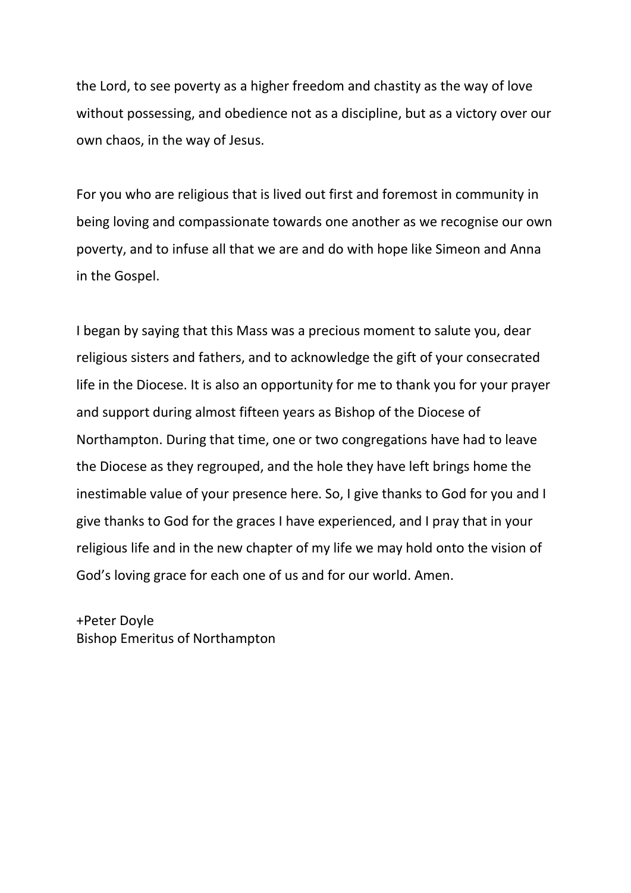the Lord, to see poverty as a higher freedom and chastity as the way of love without possessing, and obedience not as a discipline, but as a victory over our own chaos, in the way of Jesus.

For you who are religious that is lived out first and foremost in community in being loving and compassionate towards one another as we recognise our own poverty, and to infuse all that we are and do with hope like Simeon and Anna in the Gospel.

I began by saying that this Mass was a precious moment to salute you, dear religious sisters and fathers, and to acknowledge the gift of your consecrated life in the Diocese. It is also an opportunity for me to thank you for your prayer and support during almost fifteen years as Bishop of the Diocese of Northampton. During that time, one or two congregations have had to leave the Diocese as they regrouped, and the hole they have left brings home the inestimable value of your presence here. So, I give thanks to God for you and I give thanks to God for the graces I have experienced, and I pray that in your religious life and in the new chapter of my life we may hold onto the vision of God's loving grace for each one of us and for our world. Amen.

+Peter Doyle
Bishop Emeritus of Northampton